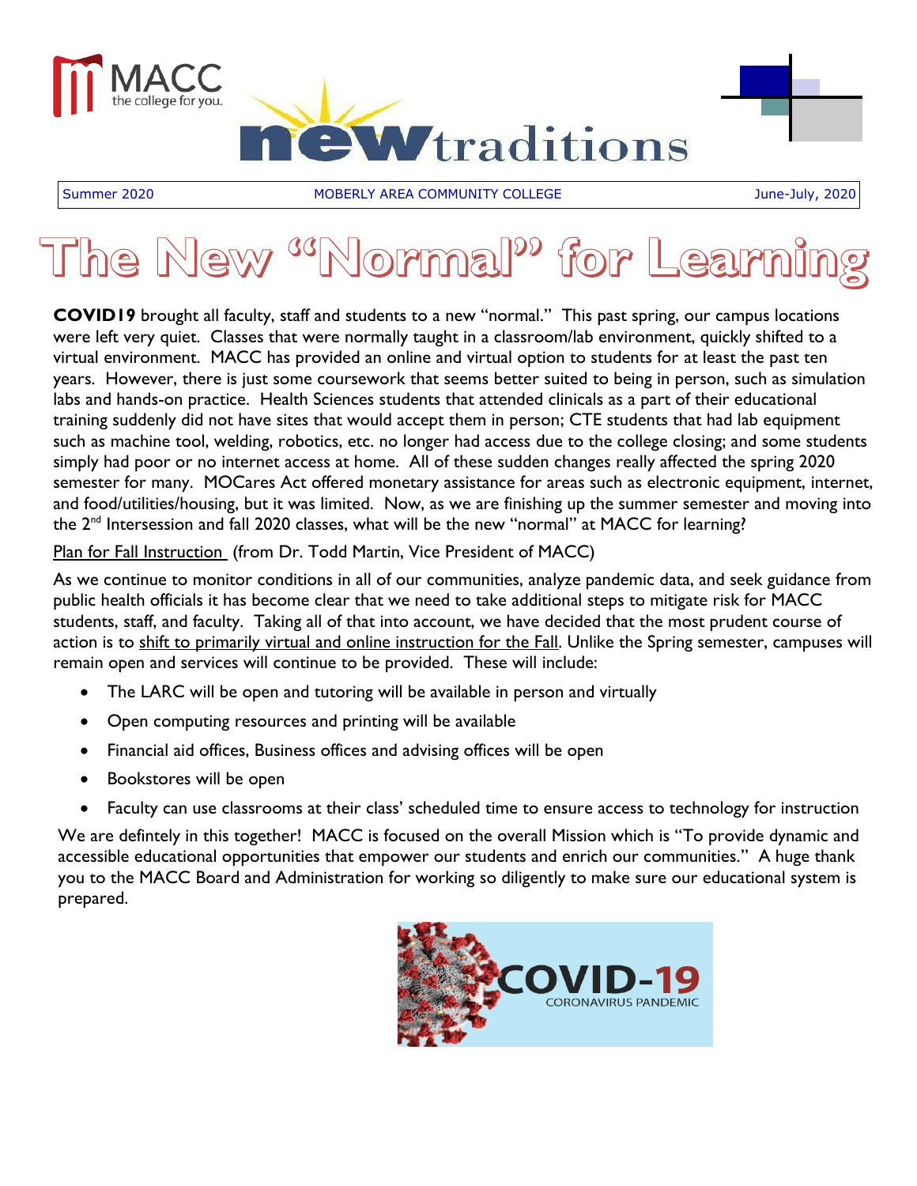MACC the college for you.

# new traditions

Summer 2020 | MOBERLY AREA COMMUNITY COLLEGE | June-July, 2020

# The New "Normal" for Learning

**COVID19** brought all faculty, staff and students to a new "normal." This past spring, our campus locations were left very quiet. Classes that were normally taught in a classroom/lab environment, quickly shifted to a virtual environment. MACC has provided an online and virtual option to students for at least the past ten years. However, there is just some coursework that seems better suited to being in person, such as simulation labs and hands-on practice. Health Sciences students that attended clinicals as a part of their educational training suddenly did not have sites that would accept them in person; CTE students that had lab equipment such as machine tool, welding, robotics, etc. no longer had access due to the college closing; and some students simply had poor or no internet access at home. All of these sudden changes really affected the spring 2020 semester for many. MOCares Act offered monetary assistance for areas such as electronic equipment, internet, and food/utilities/housing, but it was limited. Now, as we are finishing up the summer semester and moving into the 2nd Intersession and fall 2020 classes, what will be the new "normal" at MACC for learning?

Plan for Fall Instruction (from Dr. Todd Martin, Vice President of MACC)

As we continue to monitor conditions in all of our communities, analyze pandemic data, and seek guidance from public health officials it has become clear that we need to take additional steps to mitigate risk for MACC students, staff, and faculty. Taking all of that into account, we have decided that the most prudent course of action is to shift to primarily virtual and online instruction for the Fall. Unlike the Spring semester, campuses will remain open and services will continue to be provided. These will include:

- The LARC will be open and tutoring will be available in person and virtually
- Open computing resources and printing will be available
- Financial aid offices, Business offices and advising offices will be open
- Bookstores will be open
- Faculty can use classrooms at their class' scheduled time to ensure access to technology for instruction

We are defintely in this together! MACC is focused on the overall Mission which is "To provide dynamic and accessible educational opportunities that empower our students and enrich our communities." A huge thank you to the MACC Board and Administration for working so diligently to make sure our educational system is prepared.

COVID-19 CORONAVIRUS PANDEMIC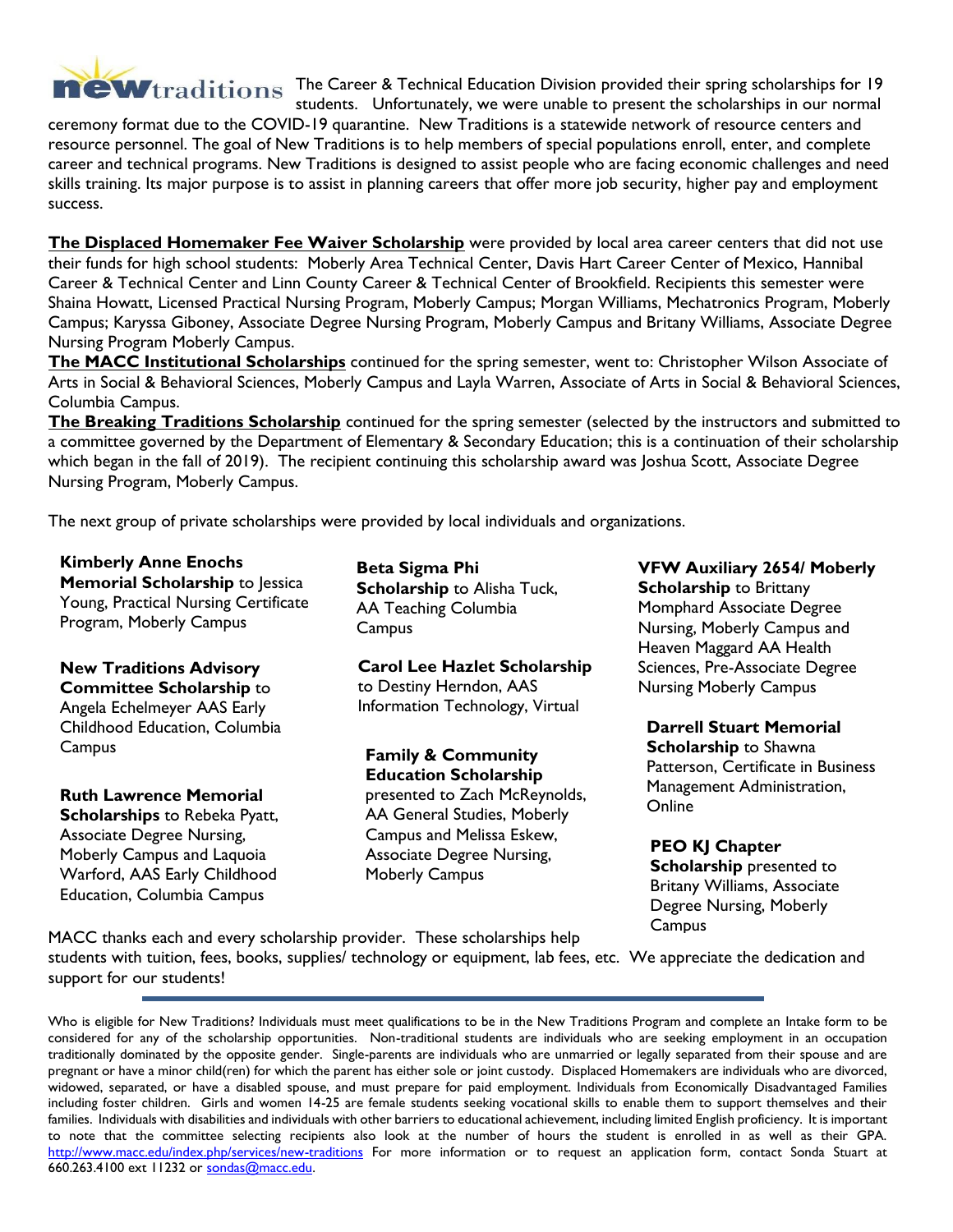**new**traditions The Career & Technical Education Division provided their spring scholarships for 19 students. Unfortunately, we were unable to present the scholarships in our normal ceremony format due to the COVID-19 quarantine. New Traditions is a statewide network of resource centers and resource personnel. The goal of New Traditions is to help members of special populations enroll, enter, and complete career and technical programs. New Traditions is designed to assist people who are facing economic challenges and need skills training. Its major purpose is to assist in planning careers that offer more job security, higher pay and employment success.

**<u>The Displaced Homemaker Fee Waiver Scholarship</u>** were provided by local area career centers that did not use their funds for high school students: Moberly Area Technical Center, Davis Hart Career Center of Mexico, Hannibal Career & Technical Center and Linn County Career & Technical Center of Brookfield. Recipients this semester were Shaina Howatt, Licensed Practical Nursing Program, Moberly Campus; Morgan Williams, Mechatronics Program, Moberly Campus; Karyssa Giboney, Associate Degree Nursing Program, Moberly Campus and Britany Williams, Associate Degree Nursing Program Moberly Campus.

**<u>The MACC Institutional Scholarships</u>** continued for the spring semester, went to: Christopher Wilson Associate of Arts in Social & Behavioral Sciences, Moberly Campus and Layla Warren, Associate of Arts in Social & Behavioral Sciences, Columbia Campus.

**<u>The Breaking Traditions Scholarship</u>** continued for the spring semester (selected by the instructors and submitted to a committee governed by the Department of Elementary & Secondary Education; this is a continuation of their scholarship which began in the fall of 2019). The recipient continuing this scholarship award was Joshua Scott, Associate Degree Nursing Program, Moberly Campus.

The next group of private scholarships were provided by local individuals and organizations.

**Kimberly Anne Enochs Memorial Scholarship** to Jessica Young, Practical Nursing Certificate Program, Moberly Campus

**New Traditions Advisory Committee Scholarship** to Angela Echelmeyer AAS Early Childhood Education, Columbia Campus

**Ruth Lawrence Memorial Scholarships** to Rebeka Pyatt, Associate Degree Nursing, Moberly Campus and Laquoia Warford, AAS Early Childhood Education, Columbia Campus

**Beta Sigma Phi Scholarship** to Alisha Tuck, AA Teaching Columbia Campus

**Carol Lee Hazlet Scholarship** to Destiny Herndon, AAS Information Technology, Virtual

**Family & Community Education Scholarship** presented to Zach McReynolds, AA General Studies, Moberly Campus and Melissa Eskew, Associate Degree Nursing, Moberly Campus

**VFW Auxiliary 2654/ Moberly Scholarship** to Brittany Momphard Associate Degree Nursing, Moberly Campus and Heaven Maggard AA Health Sciences, Pre-Associate Degree Nursing Moberly Campus

**Darrell Stuart Memorial Scholarship** to Shawna Patterson, Certificate in Business Management Administration, Online

**PEO KJ Chapter Scholarship** presented to Britany Williams, Associate Degree Nursing, Moberly Campus

MACC thanks each and every scholarship provider. These scholarships help students with tuition, fees, books, supplies/ technology or equipment, lab fees, etc. We appreciate the dedication and support for our students!

---

Who is eligible for New Traditions? Individuals must meet qualifications to be in the New Traditions Program and complete an Intake form to be considered for any of the scholarship opportunities. Non-traditional students are individuals who are seeking employment in an occupation traditionally dominated by the opposite gender. Single-parents are individuals who are unmarried or legally separated from their spouse and are pregnant or have a minor child(ren) for which the parent has either sole or joint custody. Displaced Homemakers are individuals who are divorced, widowed, separated, or have a disabled spouse, and must prepare for paid employment. Individuals from Economically Disadvantaged Families including foster children. Girls and women 14-25 are female students seeking vocational skills to enable them to support themselves and their families. Individuals with disabilities and individuals with other barriers to educational achievement, including limited English proficiency. It is important to note that the committee selecting recipients also look at the number of hours the student is enrolled in as well as their GPA. http://www.macc.edu/index.php/services/new-traditions For more information or to request an application form, contact Sonda Stuart at 660.263.4100 ext 11232 or sondas@macc.edu.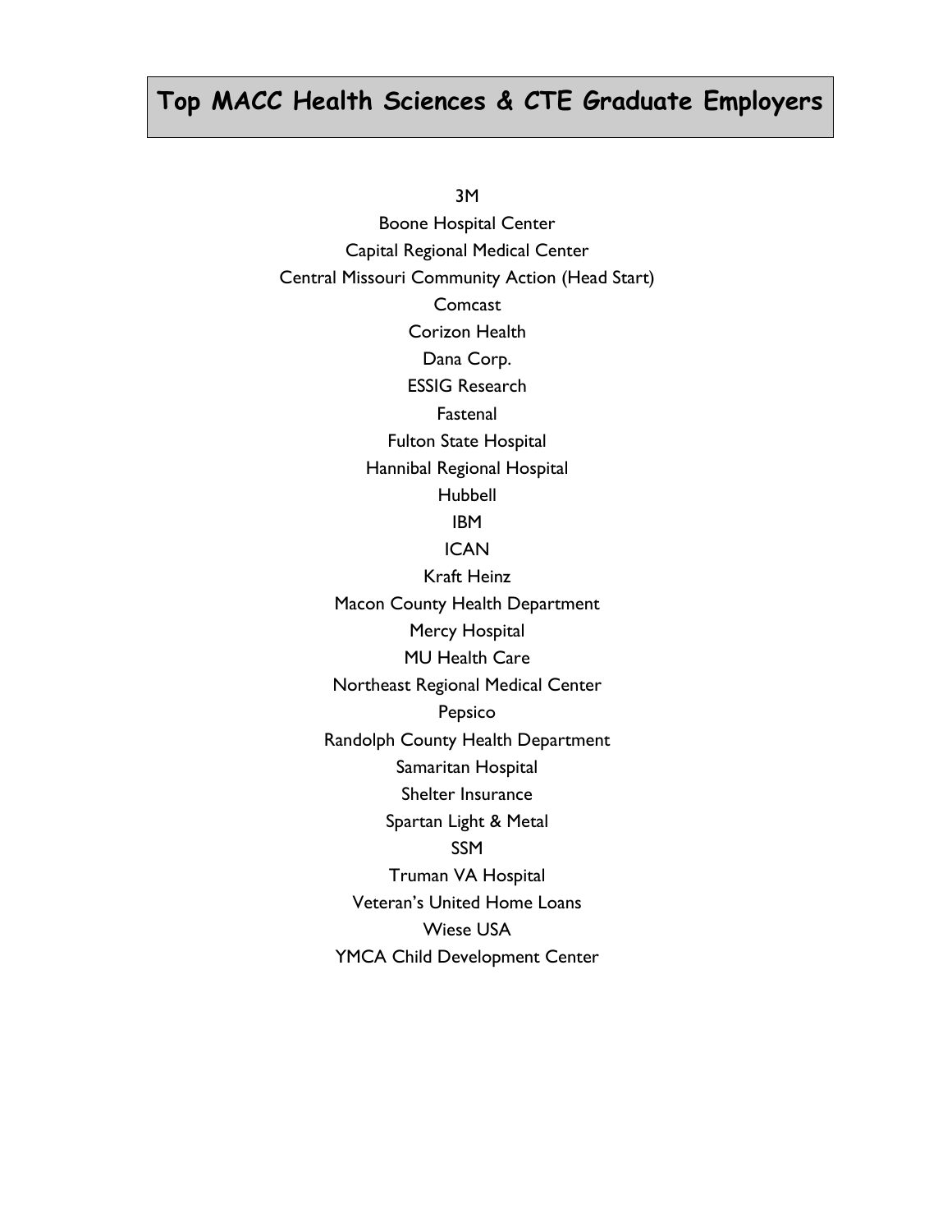# Top MACC Health Sciences & CTE Graduate Employers

3M

Boone Hospital Center

Capital Regional Medical Center

Central Missouri Community Action (Head Start)

Comcast

Corizon Health

Dana Corp.

ESSIG Research

Fastenal

Fulton State Hospital

Hannibal Regional Hospital

Hubbell

IBM

ICAN

Kraft Heinz

Macon County Health Department

Mercy Hospital

MU Health Care

Northeast Regional Medical Center

Pepsico

Randolph County Health Department

Samaritan Hospital

Shelter Insurance

Spartan Light & Metal

SSM

Truman VA Hospital

Veteran's United Home Loans

Wiese USA

YMCA Child Development Center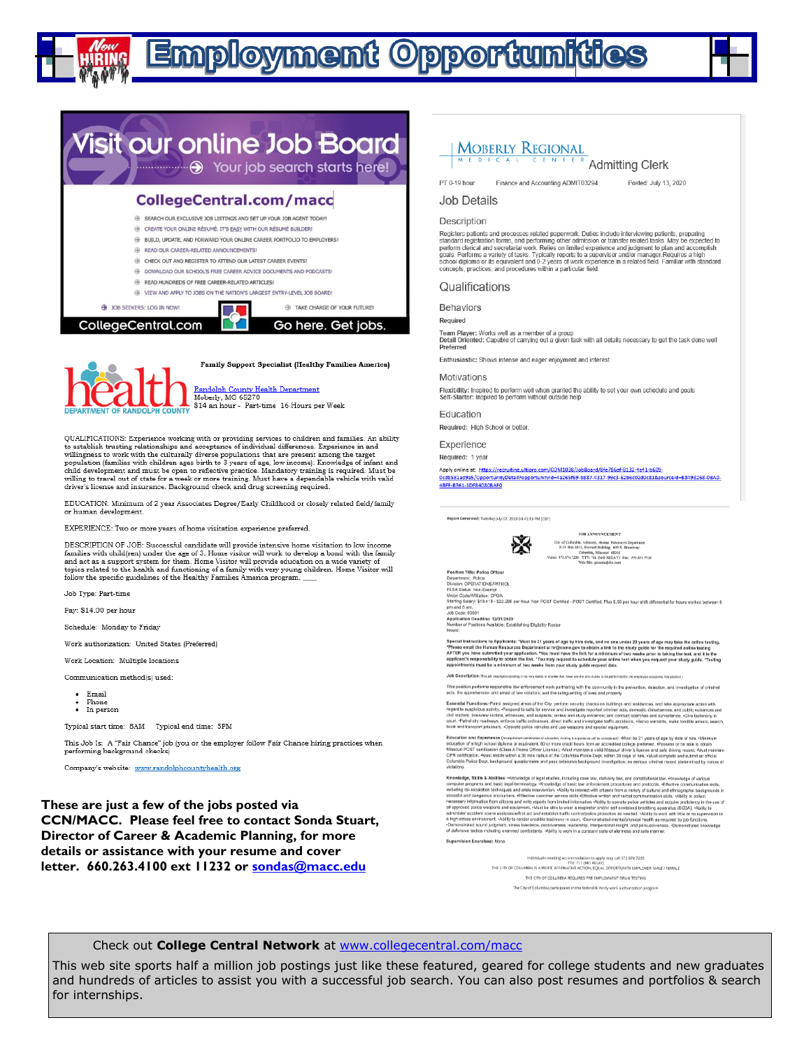# Employment Opportunities

## Visit our online Job Board

Your job search starts here!

**CollegeCentral.com/macc**

- SEARCH OUR EXCLUSIVE JOB LISTINGS AND SET UP YOUR JOB AGENT TODAY!
- CREATE YOUR ONLINE RÉSUMÉ. IT'S EASY WITH OUR RÉSUMÉ BUILDER!
- BUILD, UPDATE, AND FORWARD YOUR ONLINE CAREER PORTFOLIO TO EMPLOYERS!
- READ OUR CAREER-RELATED ANNOUNCEMENTS!
- CHECK OUT AND REGISTER TO ATTEND OUR LATEST CAREER EVENTS!
- DOWNLOAD OUR SCHOOL'S FREE CAREER ADVICE DOCUMENTS AND PODCASTS!
- READ HUNDREDS OF FREE CAREER-RELATED ARTICLES!
- VIEW AND APPLY TO JOBS ON THE NATION'S LARGEST ENTRY-LEVEL JOB BOARD!

JOB SEEKERS: LOG IN NOW! TAKE CHARGE OF YOUR FUTURE!

CollegeCentral.com Go here. Get jobs.

---

**Family Support Specialist (Healthy Families America)**

health DEPARTMENT OF RANDOLPH COUNTY

Randolph County Health Department
Moberly, MO 65270
$14 an hour - Part-time 16 Hours per Week

QUALIFICATIONS: Experience working with or providing services to children and families. An ability to establish trusting relationships and acceptance of individual differences. Experience in and willingness to work with the culturally diverse populations that are present among the target population (families with children ages birth to 3 years of age, low income). Knowledge of infant and child development and must be open to reflective practice. Mandatory training is required. Must be willing to travel out of state for a week or more training. Must have a dependable vehicle with valid driver's license and insurance. Background check and drug screening required.

EDUCATION: Minimum of 2 year Associates Degree/Early Childhood or closely related field/family or human development.

EXPERIENCE: Two or more years of home visitation experience preferred.

DESCRIPTION OF JOB: Successful candidate will provide intensive home visitation to low income families with child(ren) under the age of 3. Home visitor will work to develop a bond with the family and act as a support system for them. Home Visitor will provide education on a wide variety of topics related to the health and functioning of a family with very young children. Home Visitor will follow the specific guidelines of the Healthy Families America program.

Job Type: Part-time

Pay: $14.00 per hour

Schedule: Monday to Friday

Work authorization: United States (Preferred)

Work Location: Multiple locations

Communication method(s) used:

- Email
- Phone
- In person

Typical start time: 8AM Typical end time: 5PM

This Job Is: A "Fair Chance" job (you or the employer follow Fair Chance hiring practices when performing background checks)

Company's website: www.randolphcountyhealth.org

---

**MOBERLY REGIONAL MEDICAL CENTER** Admitting Clerk

PT 0-19 hour Finance and Accounting ADMIT03294 Posted: July 13, 2020

### Job Details

#### Description

Registers patients and processes related paperwork. Duties include interviewing patients, preparing standard registration forms, and performing other admission or transfer related tasks. May be expected to perform clerical and secretarial work. Relies on limited experience and judgment to plan and accomplish goals. Performs a variety of tasks. Typically reports to a supervisor and/or manager. Requires a high school diploma or its equivalent and 0-2 years of work experience in a related field. Familiar with standard concepts, practices, and procedures within a particular field.

#### Qualifications

**Behaviors**

Required

**Team Player:** Works well as a member of a group
**Detail Oriented:** Capable of carrying out a given task with all details necessary to get the task done well

Preferred

**Enthusiastic:** Shows intense and eager enjoyment and interest

**Motivations**

**Flexibility:** Inspired to perform well when granted the ability to set your own schedule and goals
**Self-Starter:** Inspired to perform without outside help

**Education**

Required: High School or better.

**Experience**

Required: 1 year

Apply online at: https://recruiting.ultipro.com/COM1038/JobBoard/6fe766af-6132-4e41-b609-0cd6581ad9a5/OpportunityDetail?opportunityId=4a265f69-b887-4317-99c3-62b6c02d0c81&sourceId=68493268-0BA0-4BFF-B361-1DF84080BAF0

---

Report Generated: Tuesday July 07, 2020 04:43:19 PM (CDT)

JOB ANNOUNCEMENT

City of Columbia, Missouri, Human Resources Department
P.O. Box 6015, Howard Building, 600 E. Broadway
Columbia, Missouri 65205
Voice: 573.874.7235 TTY: 711 (MO RELAY) Fax: 573.874.7756
Web Site: gocomojobs.com

**Position Title:** Police Officer
Department: Police
Division: OPERATIONS/PATROL
FLSA Status: Non-Exempt
Union Code/Affiliation: CPOA
Starting Salary: $18.418 - $22.286 per hour. Non POST Certified - POST Certified. Plus $.65 per hour shift differential for hours worked between 6 pm and 6 am.
Job Code: 60001
**Application Deadline:** 12/31/2020
Number of Positions Available: Establishing Eligibility Roster
Hours:

**Special Instructions to Applicants:** *Must be 21 years of age by hire date, and no one under 20 years of age may take the online testing. *Please email the Human Resources Department at hr@como.gov to obtain a link to the study guide for the required online testing AFTER you have submitted your application. *You must have the link for a minimum of two weeks prior to taking the test, and it is the applicant's responsibility to obtain the link. *You may request to schedule your online test when you request your study guide. *Testing appointments must be a minimum of two weeks from your study guide request date.

**Job Description** (This job description/posting in no way states or implies that these are the only duties to be performed by the employee occupying this position.)

This position performs responsible law enforcement work partnering with the community in the prevention, detection, and investigation of criminal acts; the apprehension and arrest of law violators; and the safeguarding of lives and property.

**Essential Functions:** •Patrol assigned areas of the City, perform security checks on buildings and residences, and take appropriate action with regard to suspicious activity. •Respond to calls for service and investigate reported criminal acts, domestic disturbances, and public nuisances and civil matters. Interview victims, witnesses, and suspects; review and study evidence; and conduct searches and surveillance. •Give testimony in court. •Patrol city roadways, enforce traffic ordinances, direct traffic and investigate traffic accidents. •Serve warrants, make custodial arrests, search, book and transport prisoners. •Operate police vehicles and use weapons and special equipment.

**Education and Experience** (Any equivalent combination of education, training & experience will be considered): •Must be 21 years of age by date of hire. •Minimum education of a high school diploma or equivalent. 60 or more credit hours from an accredited college preferred. •Possess or be able to obtain Missouri POST certification (Class A Peace Officer License). •Must maintain a valid Missouri driver's license and safe driving record. •Must maintain CPR certification. •Must reside within a 30 mile radius of the Columbia Police Dept. within 30 days of hire. •Must complete and submit an official Columbia Police Dept. background questionnaire and pass extensive background investigation; no serious criminal record (determined by nature of violation).

**Knowledge, Skills & Abilities:** •Knowledge of legal statutes, including case law, statutory law, and constitutional law. •Knowledge of various computer programs and basic legal terminology. •Knowledge of basic law enforcement procedures and protocols. •Effective communication skills, including de-escalation techniques and crisis intervention. •Ability to interact with citizens from a variety of cultural and ethnographic backgrounds in stressful and dangerous encounters. •Effective customer service skills •Effective written and verbal communication skills. •Ability to collect necessary information from citizens and write reports from limited information •Ability to operate police vehicles and acquire proficiency in the use of all approved police weapons and equipment. •Must be able to wear a respirator and/or self-contained breathing apparatus (SCBA). •Ability to administer accident scene assistance/first aid and establish traffic control/police protection as needed. •Ability to work with little or no supervision in a high-stress environment. •Ability to render credible testimony in court. •Demonstrated mental/physical health as required by job functions. •Demonstrated sound judgment, stress tolerance, decisiveness, leadership, interpersonal insight, and persuasiveness. •Demonstrated knowledge of defensive tactics including unarmed combatants. •Ability to work in a constant state of alertness and safe manner.

**Supervision Exercised:** None

Individuals needing accommodation to apply may call 573.874.7235
TTY: 711 (MO RELAY)
THE CITY OF COLUMBIA IS A MERIT, AFFIRMATIVE ACTION, EQUAL OPPORTUNITY EMPLOYER: MALE / FEMALE
THE CITY OF COLUMBIA REQUIRES PRE-EMPLOYMENT DRUG TESTING
The City of Columbia participates in the federal E-Verify work authorization program

---

**These are just a few of the jobs posted via CCN/MACC. Please feel free to contact Sonda Stuart, Director of Career & Academic Planning, for more details or assistance with your resume and cover letter. 660.263.4100 ext 11232 or sondas@macc.edu**

---

Check out **College Central Network** at www.collegecentral.com/macc

This web site sports half a million job postings just like these featured, geared for college students and new graduates and hundreds of articles to assist you with a successful job search. You can also post resumes and portfolios & search for internships.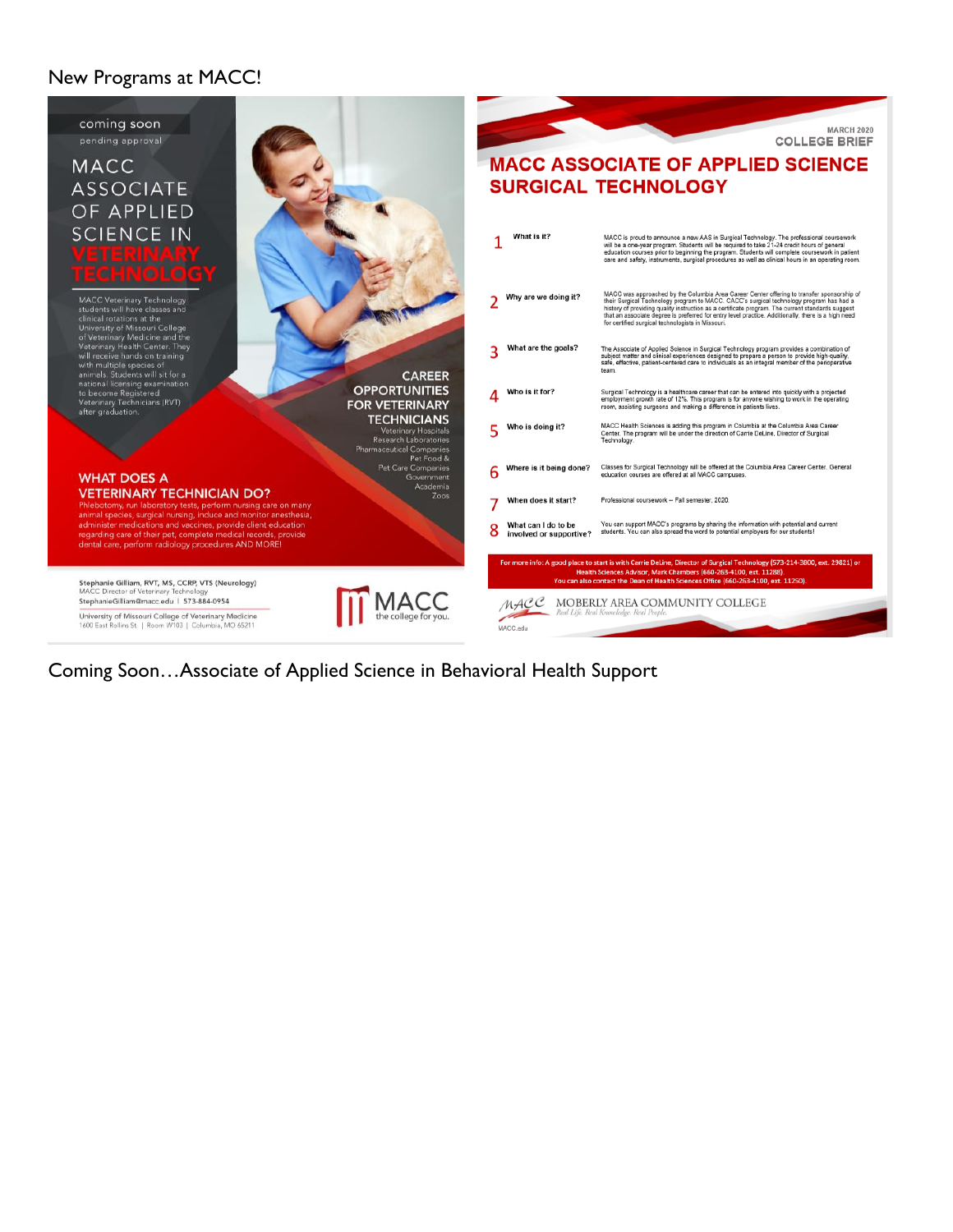New Programs at MACC!

coming soon

pending approval

# MACC ASSOCIATE OF APPLIED SCIENCE IN VETERINARY TECHNOLOGY

MACC Veterinary Technology students will have classes and clinical rotations at the University of Missouri College of Veterinary Medicine and the Veterinary Health Center. They will receive hands on training with multiple species of animals. Students will sit for a national licensing examination to become Registered Veterinary Technicians (RVT) after graduation.

## CAREER OPPORTUNITIES FOR VETERINARY TECHNICIANS

- Veterinary Hospitals
- Research Laboratories
- Pharmaceutical Companies
- Pet Food & Pet Care Companies
- Government
- Academia
- Zoos

## WHAT DOES A VETERINARY TECHNICIAN DO?

Phlebotomy, run laboratory tests, perform nursing care on many animal species, surgical nursing, induce and monitor anesthesia, administer medications and vaccines, provide client education regarding care of their pet, complete medical records, provide dental care, perform radiology procedures AND MORE!

Stephanie Gilliam, RVT, MS, CCRP, VTS (Neurology)
MACC Director of Veterinary Technology
StephanieGilliam@macc.edu | 573-884-0954

University of Missouri College of Veterinary Medicine
1600 East Rollins St. | Room W103 | Columbia, MO 65211

MACC the college for you.

MARCH 2020
COLLEGE BRIEF

# MACC ASSOCIATE OF APPLIED SCIENCE SURGICAL TECHNOLOGY

| | | |
|---|---|---|
| 1 | What is it? | MACC is proud to announce a new AAS in Surgical Technology. The professional coursework will be a one-year program. Students will be required to take 21-24 credit hours of general education courses prior to beginning the program. Students will complete coursework in patient care and safety, instruments, surgical procedures as well as clinical hours in an operating room. |
| 2 | Why are we doing it? | MACC was approached by the Columbia Area Career Center offering to transfer sponsorship of their Surgical Technology program to MACC. CACC's surgical technology program has had a history of providing quality instruction as a certificate program. The current standards suggest that an associate degree is preferred for entry level practice. Additionally, there is a high need for certified surgical technologists in Missouri. |
| 3 | What are the goals? | The Associate of Applied Science in Surgical Technology program provides a combination of subject matter and clinical experiences designed to prepare a person to provide high-quality, safe, effective, patient-centered care to individuals as an integral member of the perioperative team. |
| 4 | Who is it for? | Surgical Technology is a healthcare career that can be entered into quickly with a projected employment growth rate of 12%. This program is for anyone wishing to work in the operating room, assisting surgeons and making a difference in patients lives. |
| 5 | Who is doing it? | MACC Health Sciences is adding this program in Columbia at the Columbia Area Career Center. The program will be under the direction of Carrie DeLine, Director of Surgical Technology. |
| 6 | Where is it being done? | Classes for Surgical Technology will be offered at the Columbia Area Career Center. General education courses are offered at all MACC campuses. |
| 7 | When does it start? | Professional coursework – Fall semester, 2020. |
| 8 | What can I do to be involved or supportive? | You can support MACC's programs by sharing the information with potential and current students. You can also spread the word to potential employers for our students! |

For more info: A good place to start is with Carrie DeLine, Director of Surgical Technology (573-214-3800, ext. 29821) or Health Sciences Advisor, Mark Chambers (660-263-4100, ext. 11288). You can also contact the Dean of Health Sciences Office (660-263-4100, ext. 11250).

MACC MOBERLY AREA COMMUNITY COLLEGE
Real Life. Real Knowledge. Real People.
MACC.edu

Coming Soon…Associate of Applied Science in Behavioral Health Support